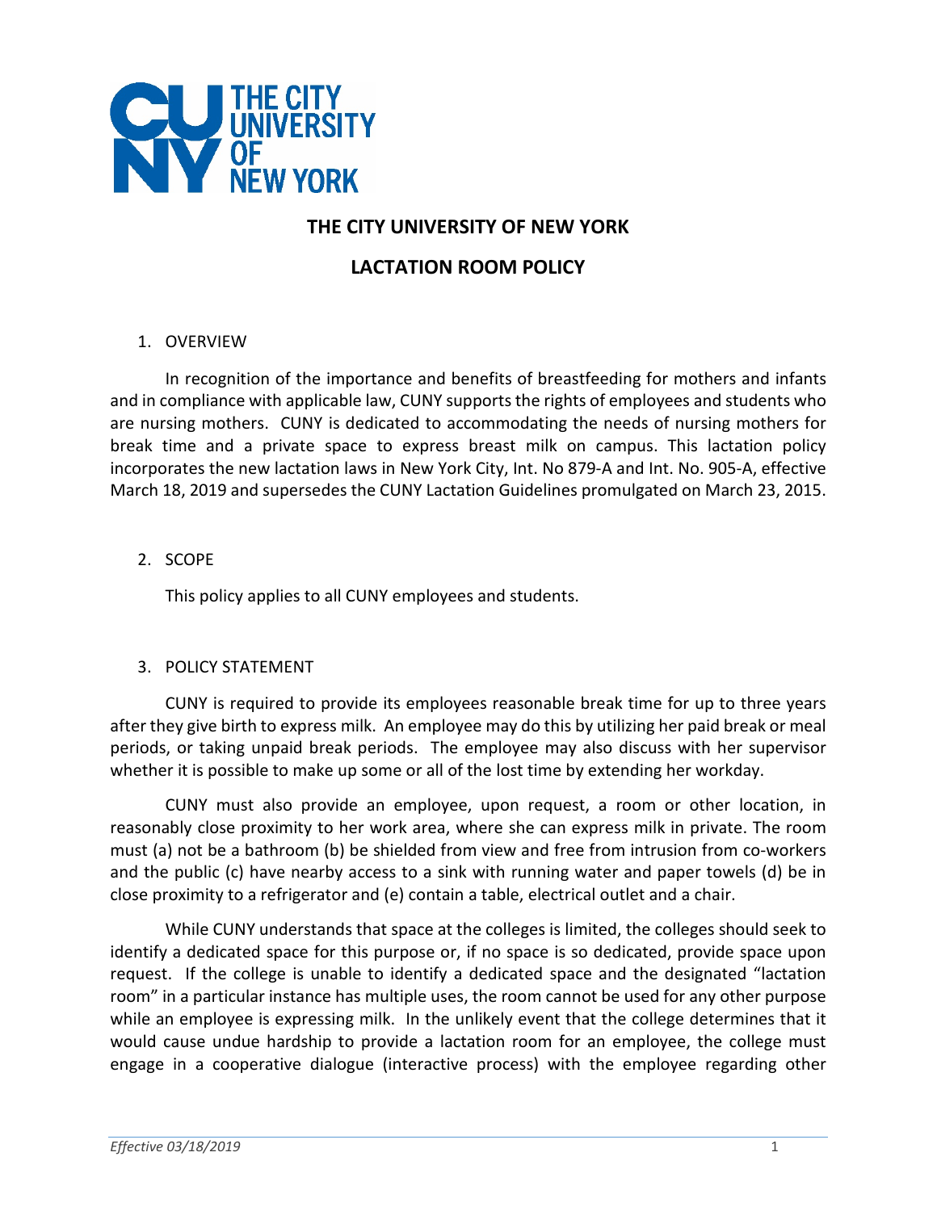# THE CITY UNIVERSITY OF NEW YORK

## LACTATION ROOM POLICY

1. OVERVIEW

In recognition of the importance and benefits of breastfeeding for mothers and infants and in compliance with applicable law, CUNY supports the rights of employees and students who are nursing mothers. CUNY is dedicated to accommodating the needs of nursing mothers for break time and a private space to express breast milk on campus. This lactation policy incorporates the new lactation laws in New York City, Int. No 879-A and Int. No. 905-A, effective March 18, 2019 and supersedes the CUNY Lactation Guidelines promulgated on March 23, 2015.

2. SCOPE

This policy applies to all CUNY employees and students.

3. POLICY STATEMENT

CUNY is required to provide its employees reasonable break time for up to three years after they give birth to express milk. An employee may do this by utilizing her paid break or meal periods, or taking unpaid break periods. The employee may also discuss with her supervisor whether it is possible to make up some or all of the lost time by extending her workday.

CUNY must also provide an employee, upon request, a room or other location, in reasonably close proximity to her work area, where she can express milk in private. The room must (a) not be a bathroom (b) be shielded from view and free from intrusion from co-workers and the public (c) have nearby access to a sink with running water and paper towels (d) be in close proximity to a refrigerator and (e) contain a table, electrical outlet and a chair.

While CUNY understands that space at the colleges is limited, the colleges should seek to identify a dedicated space for this purpose or, if no space is so dedicated, provide space upon request. If the college is unable to identify a dedicated space and the designated "lactation room" in a particular instance has multiple uses, the room cannot be used for any other purpose while an employee is expressing milk. In the unlikely event that the college determines that it would cause undue hardship to provide a lactation room for an employee, the college must engage in a cooperative dialogue (interactive process) with the employee regarding other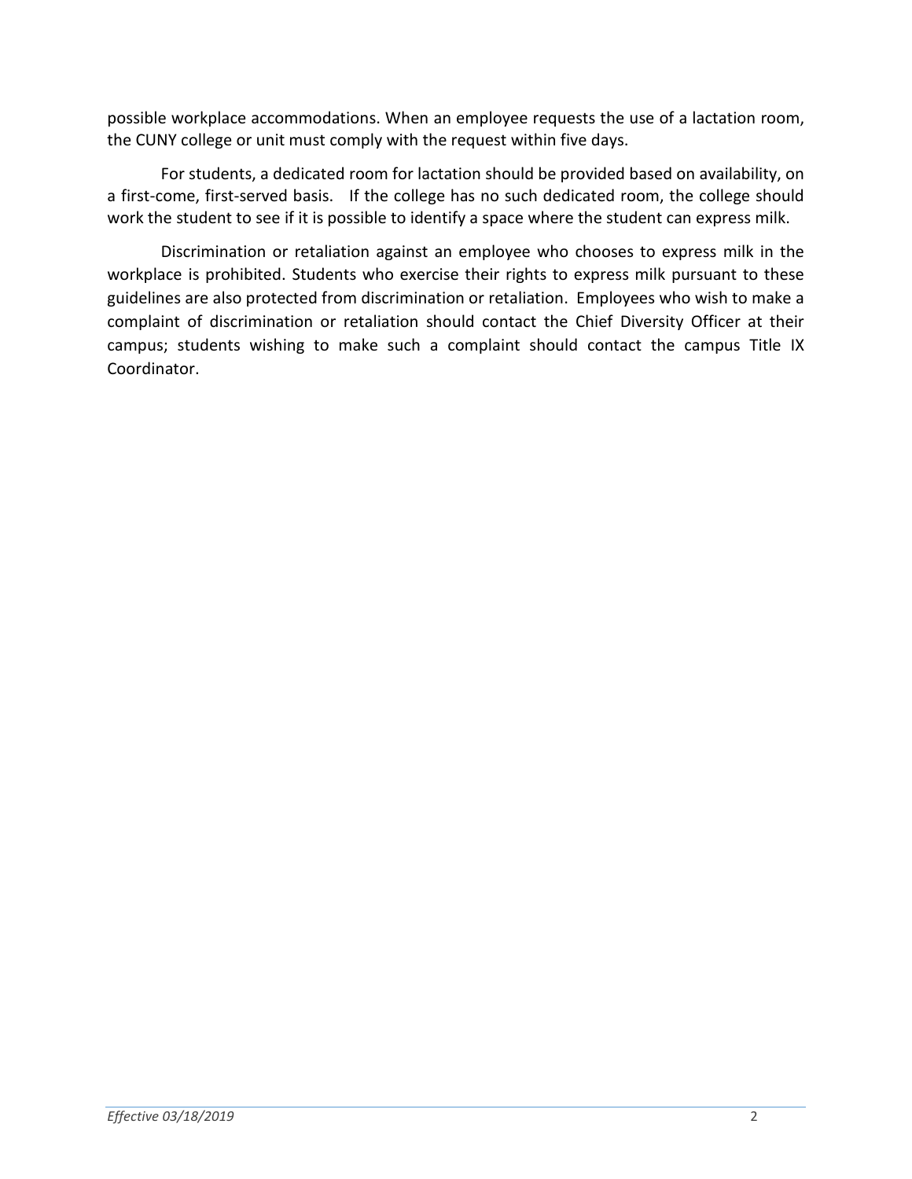possible workplace accommodations. When an employee requests the use of a lactation room, the CUNY college or unit must comply with the request within five days.

For students, a dedicated room for lactation should be provided based on availability, on a first-come, first-served basis. If the college has no such dedicated room, the college should work the student to see if it is possible to identify a space where the student can express milk.

Discrimination or retaliation against an employee who chooses to express milk in the workplace is prohibited. Students who exercise their rights to express milk pursuant to these guidelines are also protected from discrimination or retaliation. Employees who wish to make a complaint of discrimination or retaliation should contact the Chief Diversity Officer at their campus; students wishing to make such a complaint should contact the campus Title IX Coordinator.

*Effective 03/18/2019*